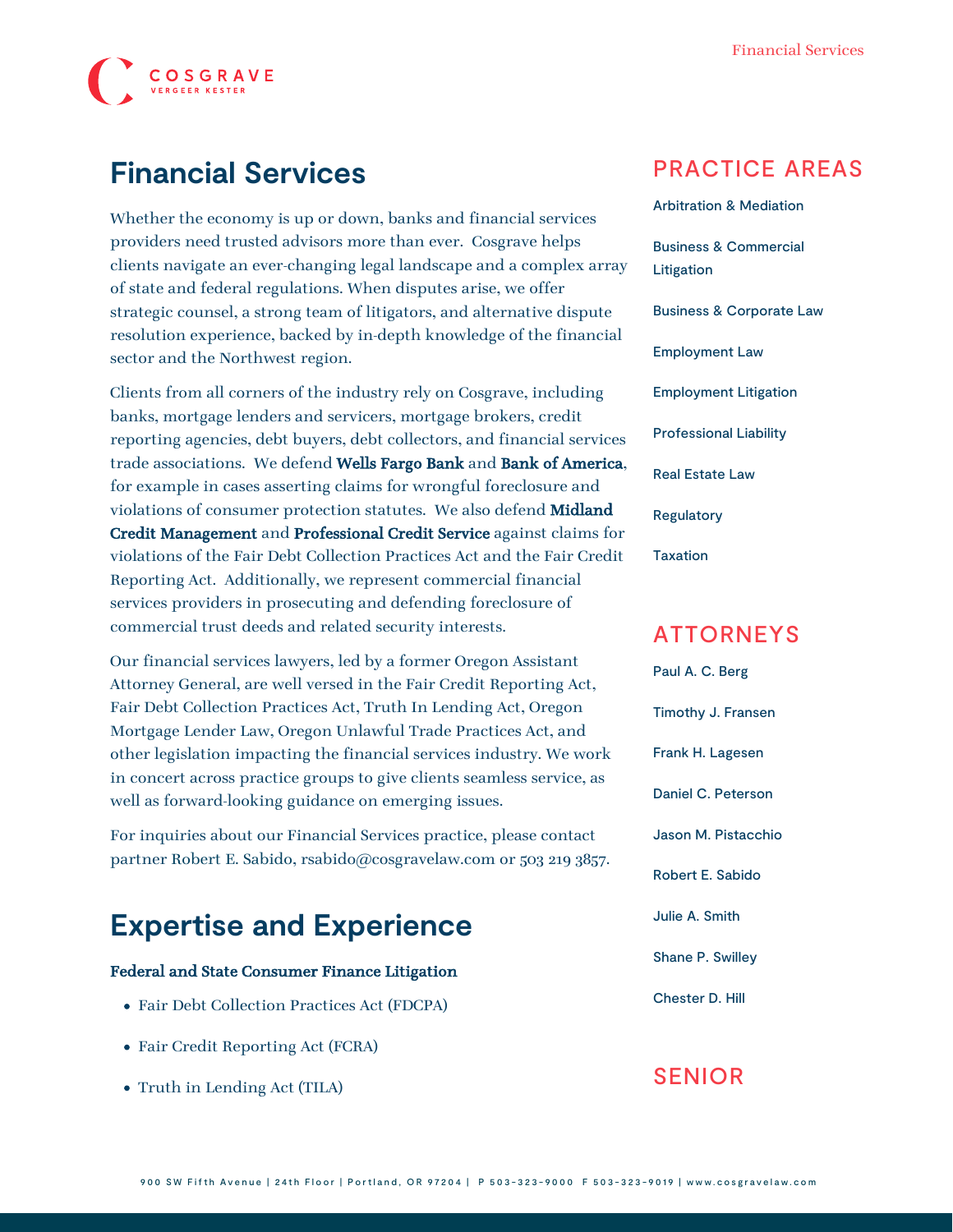# Financial Services

Whether the economy is up or down, banks and financial services providers need trusted advisors more than ever. Cosgrave helps clients navigate an ever-changing legal landscape and a complex array of state and federal regulations. When disputes arise, we offer strategic counsel, a strong team of litigators, and alternative dispute resolution experience, backed by in-depth knowledge of the financial sector and the Northwest region.

Clients from all corners of the industry rely on Cosgrave, including banks, mortgage lenders and servicers, mortgage brokers, credit reporting agencies, debt buyers, debt collectors, and financial services trade associations. We defend **Wells Fargo Bank** and **Bank of America**, for example in cases asserting claims for wrongful foreclosure and violations of consumer protection statutes. We also defend **Midland Credit Management** and **Professional Credit Service** against claims for violations of the Fair Debt Collection Practices Act and the Fair Credit Reporting Act. Additionally, we represent commercial financial services providers in prosecuting and defending foreclosure of commercial trust deeds and related security interests.

Our financial services lawyers, led by a former Oregon Assistant Attorney General, are well versed in the Fair Credit Reporting Act, Fair Debt Collection Practices Act, Truth In Lending Act, Oregon Mortgage Lender Law, Oregon Unlawful Trade Practices Act, and other legislation impacting the financial services industry. We work in concert across practice groups to give clients seamless service, as well as forward-looking guidance on emerging issues.

For inquiries about our Financial Services practice, please contact partner Robert E. Sabido, rsabido@cosgravelaw.com or 503 219 3857.

## Expertise and Experience

**Federal and State Consumer Finance Litigation**

- Fair Debt Collection Practices Act (FDCPA)
- Fair Credit Reporting Act (FCRA)
- Truth in Lending Act (TILA)

## PRACTICE AREAS

- Arbitration & Mediation
- Business & Commercial Litigation
- Business & Corporate Law
- Employment Law
- Employment Litigation
- Professional Liability
- Real Estate Law
- Regulatory
- Taxation

## ATTORNEYS

- Paul A. C. Berg
- Timothy J. Fransen
- Frank H. Lagesen
- Daniel C. Peterson
- Jason M. Pistacchio
- Robert E. Sabido
- Julie A. Smith
- Shane P. Swilley
- Chester D. Hill

## SENIOR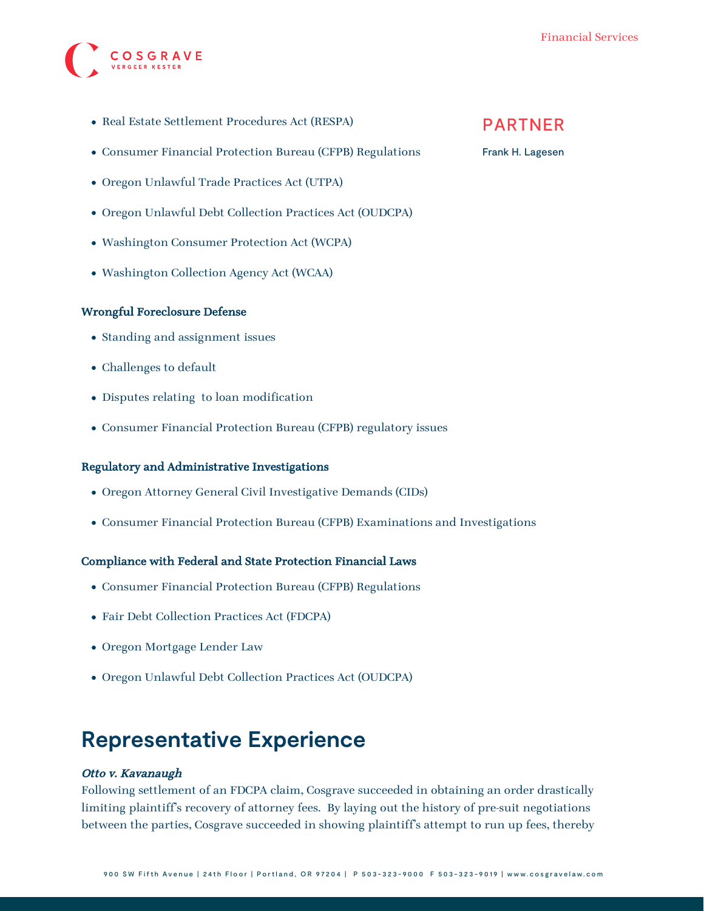- Real Estate Settlement Procedures Act (RESPA)
- Consumer Financial Protection Bureau (CFPB) Regulations
- Oregon Unlawful Trade Practices Act (UTPA)
- Oregon Unlawful Debt Collection Practices Act (OUDCPA)
- Washington Consumer Protection Act (WCPA)
- Washington Collection Agency Act (WCAA)

## PARTNER

Frank H. Lagesen

**Wrongful Foreclosure Defense**

- Standing and assignment issues
- Challenges to default
- Disputes relating  to loan modification
- Consumer Financial Protection Bureau (CFPB) regulatory issues

**Regulatory and Administrative Investigations**

- Oregon Attorney General Civil Investigative Demands (CIDs)
- Consumer Financial Protection Bureau (CFPB) Examinations and Investigations

**Compliance with Federal and State Protection Financial Laws**

- Consumer Financial Protection Bureau (CFPB) Regulations
- Fair Debt Collection Practices Act (FDCPA)
- Oregon Mortgage Lender Law
- Oregon Unlawful Debt Collection Practices Act (OUDCPA)

# Representative Experience

***Otto v. Kavanaugh***

Following settlement of an FDCPA claim, Cosgrave succeeded in obtaining an order drastically limiting plaintiff's recovery of attorney fees.  By laying out the history of pre-suit negotiations between the parties, Cosgrave succeeded in showing plaintiff's attempt to run up fees, thereby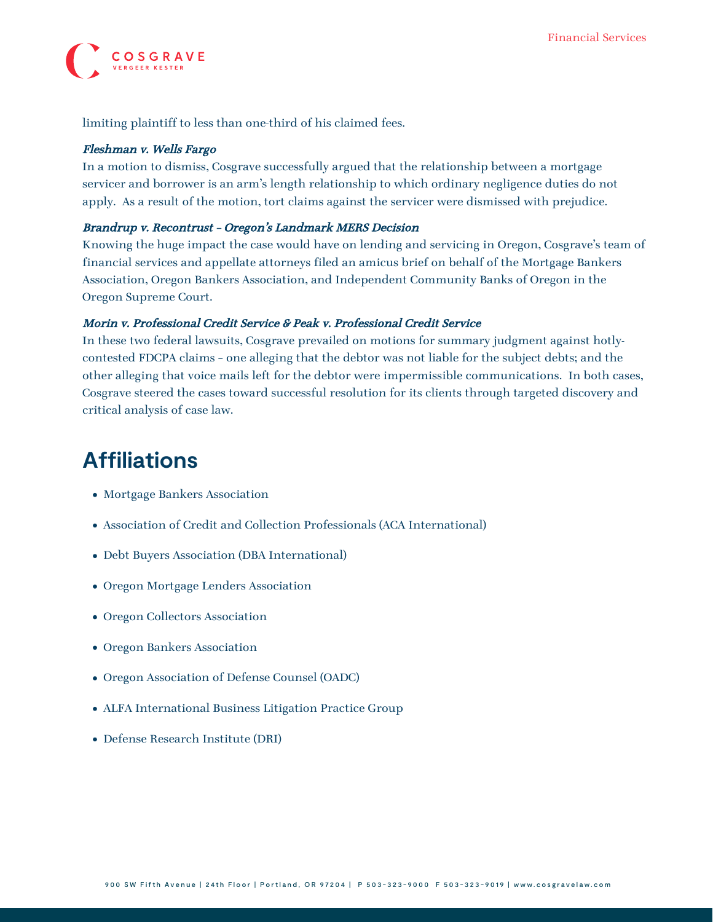limiting plaintiff to less than one-third of his claimed fees.

***Fleshman v. Wells Fargo***

In a motion to dismiss, Cosgrave successfully argued that the relationship between a mortgage servicer and borrower is an arm's length relationship to which ordinary negligence duties do not apply. As a result of the motion, tort claims against the servicer were dismissed with prejudice.

***Brandrup v. Recontrust – Oregon's Landmark MERS Decision***

Knowing the huge impact the case would have on lending and servicing in Oregon, Cosgrave's team of financial services and appellate attorneys filed an amicus brief on behalf of the Mortgage Bankers Association, Oregon Bankers Association, and Independent Community Banks of Oregon in the Oregon Supreme Court.

***Morin v. Professional Credit Service & Peak v. Professional Credit Service***

In these two federal lawsuits, Cosgrave prevailed on motions for summary judgment against hotly-contested FDCPA claims – one alleging that the debtor was not liable for the subject debts; and the other alleging that voice mails left for the debtor were impermissible communications. In both cases, Cosgrave steered the cases toward successful resolution for its clients through targeted discovery and critical analysis of case law.

## Affiliations

- Mortgage Bankers Association
- Association of Credit and Collection Professionals (ACA International)
- Debt Buyers Association (DBA International)
- Oregon Mortgage Lenders Association
- Oregon Collectors Association
- Oregon Bankers Association
- Oregon Association of Defense Counsel (OADC)
- ALFA International Business Litigation Practice Group
- Defense Research Institute (DRI)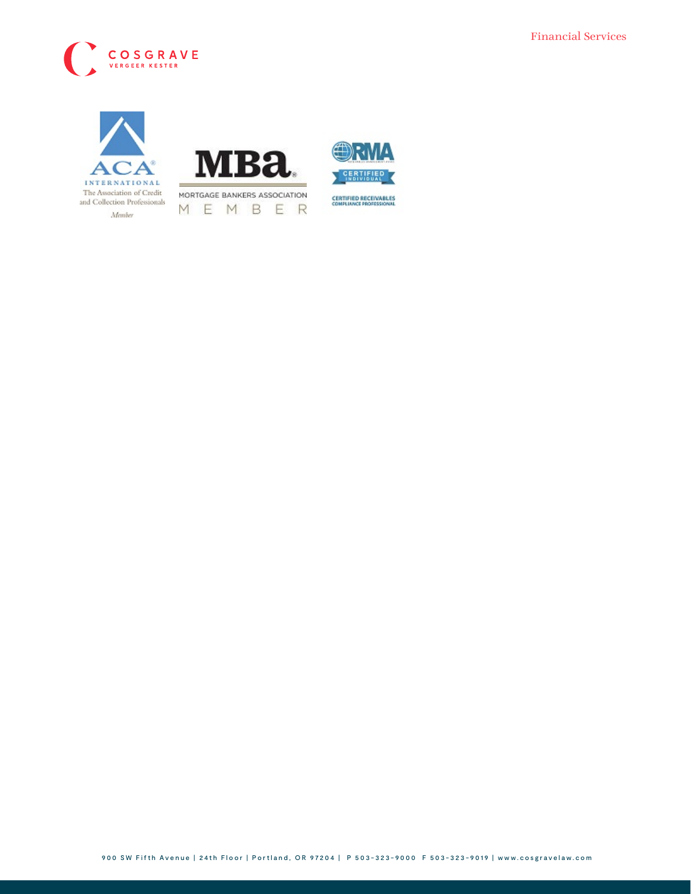ACA International
The Association of Credit and Collection Professionals
Member

MBa
MORTGAGE BANKERS ASSOCIATION
MEMBER

RMA
CERTIFIED INDIVIDUAL
CERTIFIED RECEIVABLES COMPLIANCE PROFESSIONAL